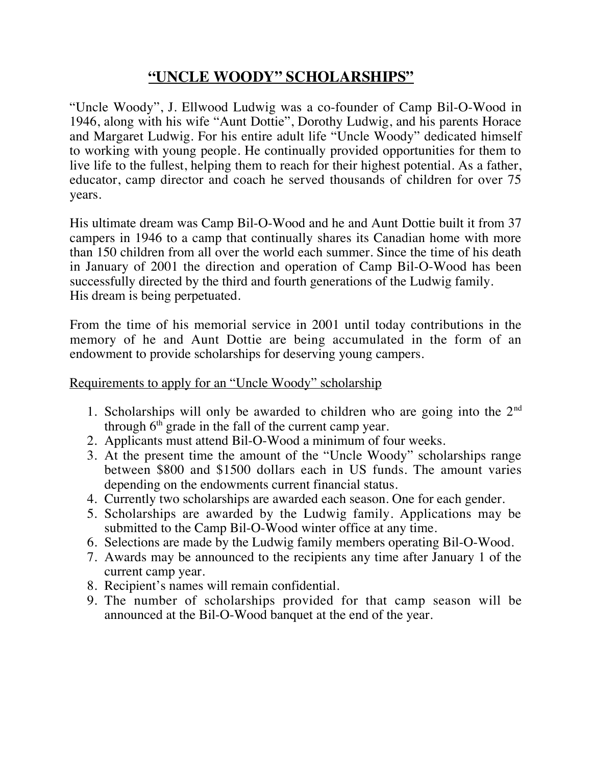# "UNCLE WOODY" SCHOLARSHIPS"

"Uncle Woody", J. Ellwood Ludwig was a co-founder of Camp Bil-O-Wood in 1946, along with his wife "Aunt Dottie", Dorothy Ludwig, and his parents Horace and Margaret Ludwig. For his entire adult life "Uncle Woody" dedicated himself to working with young people. He continually provided opportunities for them to live life to the fullest, helping them to reach for their highest potential. As a father, educator, camp director and coach he served thousands of children for over 75 years.

His ultimate dream was Camp Bil-O-Wood and he and Aunt Dottie built it from 37 campers in 1946 to a camp that continually shares its Canadian home with more than 150 children from all over the world each summer. Since the time of his death in January of 2001 the direction and operation of Camp Bil-O-Wood has been successfully directed by the third and fourth generations of the Ludwig family. His dream is being perpetuated.

From the time of his memorial service in 2001 until today contributions in the memory of he and Aunt Dottie are being accumulated in the form of an endowment to provide scholarships for deserving young campers.

Requirements to apply for an "Uncle Woody" scholarship

1. Scholarships will only be awarded to children who are going into the 2nd through 6th grade in the fall of the current camp year.
2. Applicants must attend Bil-O-Wood a minimum of four weeks.
3. At the present time the amount of the "Uncle Woody" scholarships range between $800 and $1500 dollars each in US funds. The amount varies depending on the endowments current financial status.
4. Currently two scholarships are awarded each season. One for each gender.
5. Scholarships are awarded by the Ludwig family. Applications may be submitted to the Camp Bil-O-Wood winter office at any time.
6. Selections are made by the Ludwig family members operating Bil-O-Wood.
7. Awards may be announced to the recipients any time after January 1 of the current camp year.
8. Recipient's names will remain confidential.
9. The number of scholarships provided for that camp season will be announced at the Bil-O-Wood banquet at the end of the year.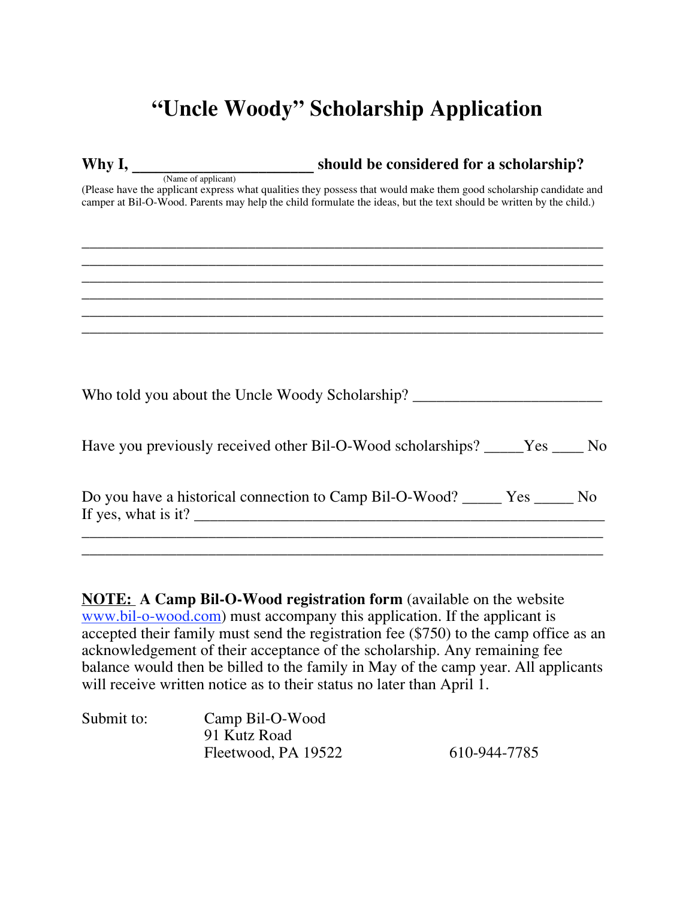# "Uncle Woody" Scholarship Application

**Why I, _______________________ should be considered for a scholarship?**

(Name of applicant)

(Please have the applicant express what qualities they possess that would make them good scholarship candidate and camper at Bil-O-Wood. Parents may help the child formulate the ideas, but the text should be written by the child.)

____________________________________________________________________
____________________________________________________________________
____________________________________________________________________
____________________________________________________________________
____________________________________________________________________
____________________________________________________________________

Who told you about the Uncle Woody Scholarship? ________________________

Have you previously received other Bil-O-Wood scholarships? _____Yes ____ No

Do you have a historical connection to Camp Bil-O-Wood? _____ Yes _____ No
If yes, what is it? _____________________________________________________
____________________________________________________________________
____________________________________________________________________

**NOTE: A Camp Bil-O-Wood registration form** (available on the website www.bil-o-wood.com) must accompany this application. If the applicant is accepted their family must send the registration fee ($750) to the camp office as an acknowledgement of their acceptance of the scholarship. Any remaining fee balance would then be billed to the family in May of the camp year. All applicants will receive written notice as to their status no later than April 1.

Submit to:

Camp Bil-O-Wood
91 Kutz Road
Fleetwood, PA 19522

610-944-7785